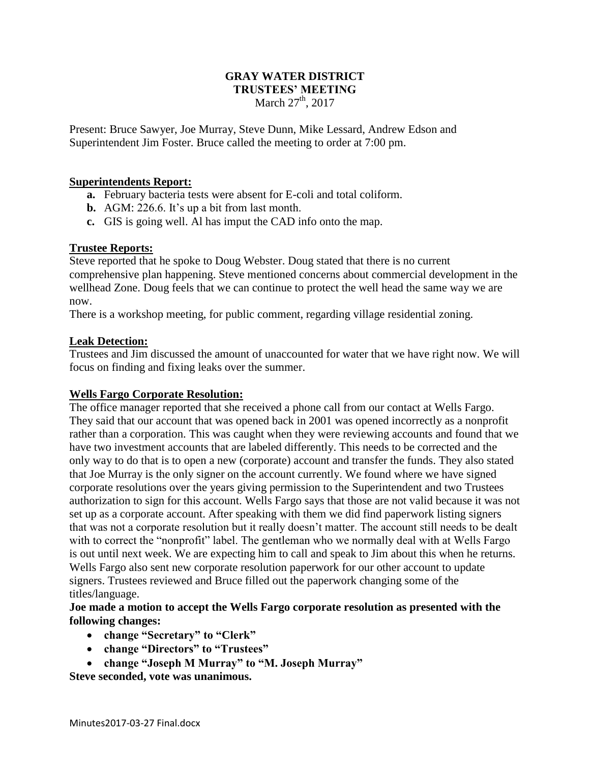# GRAY WATER DISTRICT
## TRUSTEES' MEETING
March 27th, 2017

Present: Bruce Sawyer, Joe Murray, Steve Dunn, Mike Lessard, Andrew Edson and Superintendent Jim Foster. Bruce called the meeting to order at 7:00 pm.

**Superintendents Report:**

- **a.** February bacteria tests were absent for E-coli and total coliform.
- **b.** AGM: 226.6. It's up a bit from last month.
- **c.** GIS is going well. Al has imput the CAD info onto the map.

**Trustee Reports:**

Steve reported that he spoke to Doug Webster. Doug stated that there is no current comprehensive plan happening. Steve mentioned concerns about commercial development in the wellhead Zone. Doug feels that we can continue to protect the well head the same way we are now.

There is a workshop meeting, for public comment, regarding village residential zoning.

**Leak Detection:**

Trustees and Jim discussed the amount of unaccounted for water that we have right now. We will focus on finding and fixing leaks over the summer.

**Wells Fargo Corporate Resolution:**

The office manager reported that she received a phone call from our contact at Wells Fargo. They said that our account that was opened back in 2001 was opened incorrectly as a nonprofit rather than a corporation. This was caught when they were reviewing accounts and found that we have two investment accounts that are labeled differently. This needs to be corrected and the only way to do that is to open a new (corporate) account and transfer the funds. They also stated that Joe Murray is the only signer on the account currently. We found where we have signed corporate resolutions over the years giving permission to the Superintendent and two Trustees authorization to sign for this account. Wells Fargo says that those are not valid because it was not set up as a corporate account. After speaking with them we did find paperwork listing signers that was not a corporate resolution but it really doesn't matter. The account still needs to be dealt with to correct the "nonprofit" label. The gentleman who we normally deal with at Wells Fargo is out until next week. We are expecting him to call and speak to Jim about this when he returns. Wells Fargo also sent new corporate resolution paperwork for our other account to update signers. Trustees reviewed and Bruce filled out the paperwork changing some of the titles/language.

**Joe made a motion to accept the Wells Fargo corporate resolution as presented with the following changes:**

- **change "Secretary" to "Clerk"**
- **change "Directors" to "Trustees"**
- **change "Joseph M Murray" to "M. Joseph Murray"**

**Steve seconded, vote was unanimous.**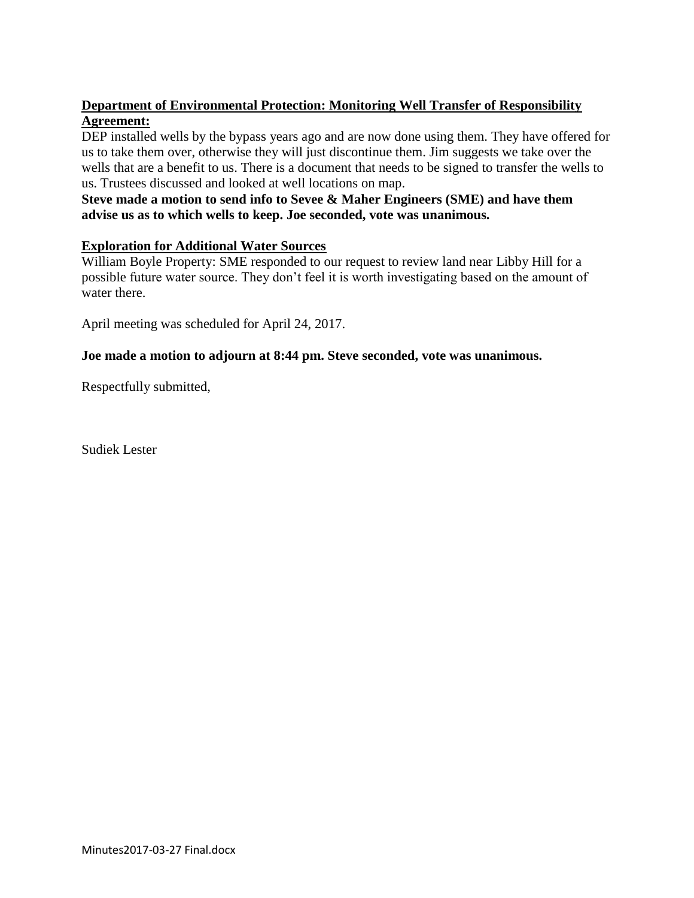**Department of Environmental Protection: Monitoring Well Transfer of Responsibility Agreement:**

DEP installed wells by the bypass years ago and are now done using them. They have offered for us to take them over, otherwise they will just discontinue them. Jim suggests we take over the wells that are a benefit to us. There is a document that needs to be signed to transfer the wells to us. Trustees discussed and looked at well locations on map.

**Steve made a motion to send info to Sevee & Maher Engineers (SME) and have them advise us as to which wells to keep. Joe seconded, vote was unanimous.**

**Exploration for Additional Water Sources**

William Boyle Property: SME responded to our request to review land near Libby Hill for a possible future water source. They don't feel it is worth investigating based on the amount of water there.

April meeting was scheduled for April 24, 2017.

**Joe made a motion to adjourn at 8:44 pm. Steve seconded, vote was unanimous.**

Respectfully submitted,

Sudiek Lester